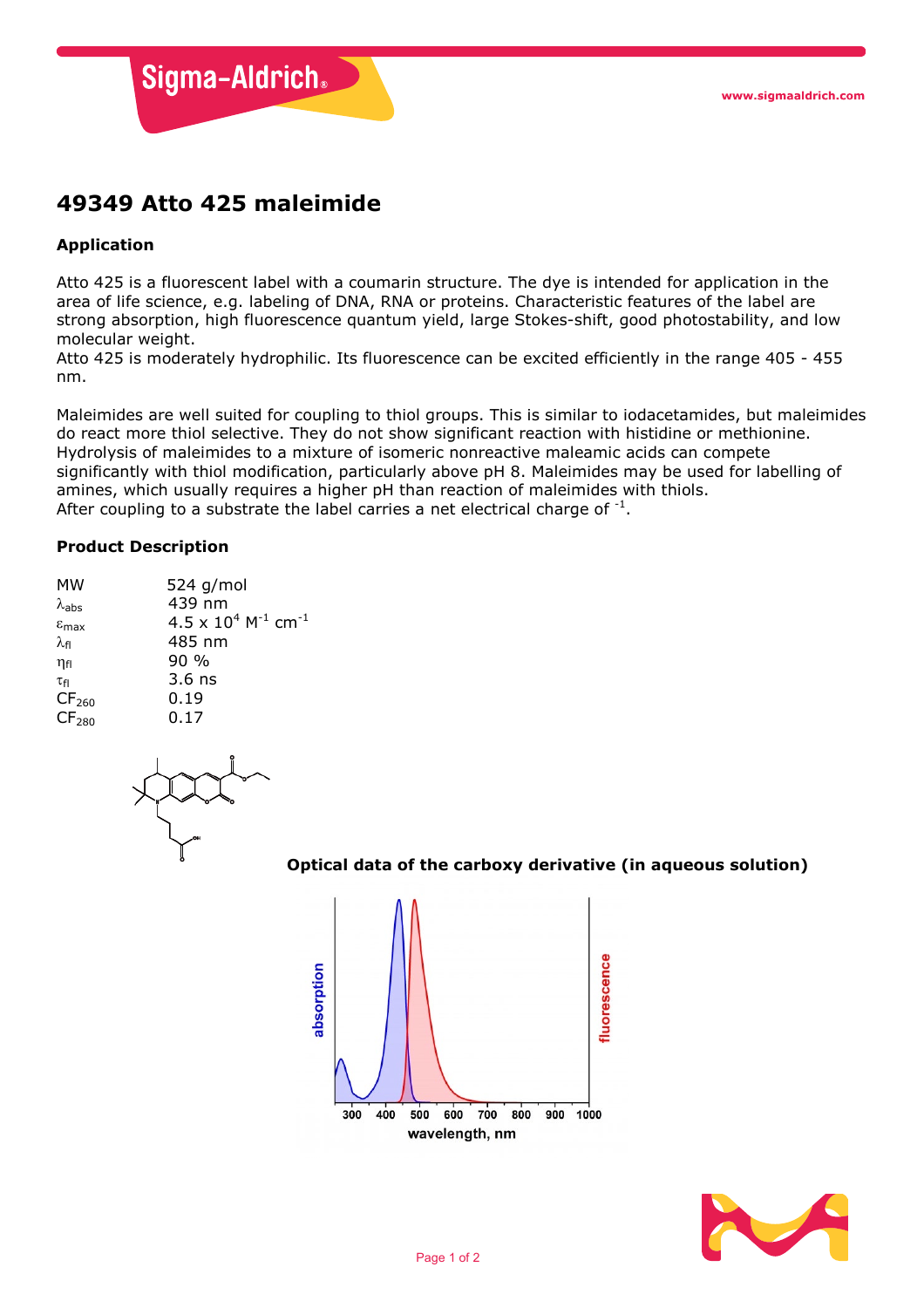# 49349 Atto 425 maleimide

## Application

Atto 425 is a fluorescent label with a coumarin structure. The dye is intended for application in the area of life science, e.g. labeling of DNA, RNA or proteins. Characteristic features of the label are strong absorption, high fluorescence quantum yield, large Stokes-shift, good photostability, and low molecular weight.
Atto 425 is moderately hydrophilic. Its fluorescence can be excited efficiently in the range 405 - 455 nm.

Maleimides are well suited for coupling to thiol groups. This is similar to iodacetamides, but maleimides do react more thiol selective. They do not show significant reaction with histidine or methionine. Hydrolysis of maleimides to a mixture of isomeric nonreactive maleamic acids can compete significantly with thiol modification, particularly above pH 8. Maleimides may be used for labelling of amines, which usually requires a higher pH than reaction of maleimides with thiols.
After coupling to a substrate the label carries a net electrical charge of $^{-1}$.

## Product Description

| | |
|---|---|
| MW | 524 g/mol |
| $\lambda_{abs}$ | 439 nm |
| $\varepsilon_{max}$ | $4.5 \times 10^4$ $M^{-1}$ $cm^{-1}$ |
| $\lambda_{fl}$ | 485 nm |
| $\eta_{fl}$ | 90 % |
| $\tau_{fl}$ | 3.6 ns |
| $CF_{260}$ | 0.19 |
| $CF_{280}$ | 0.17 |

**Optical data of the carboxy derivative (in aqueous solution)**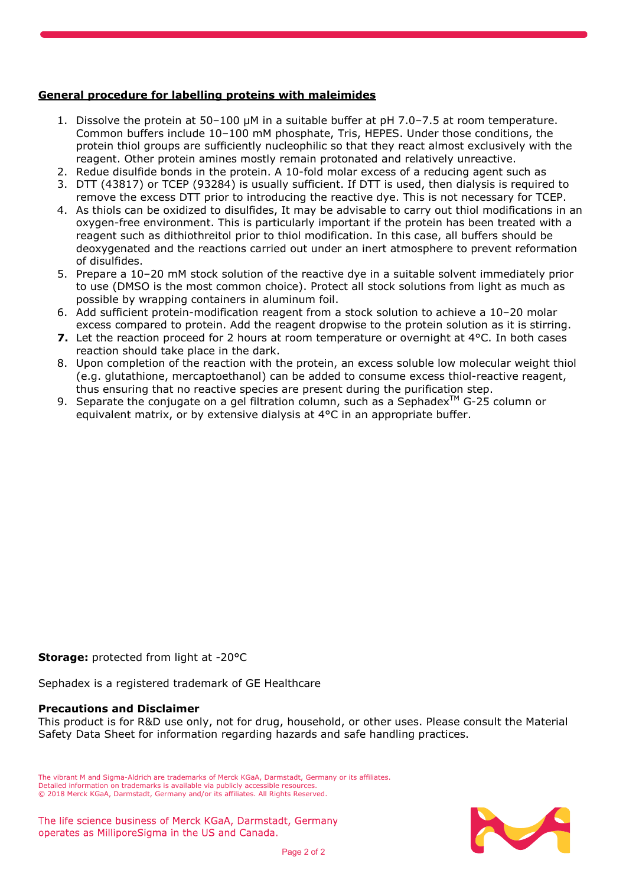**General procedure for labelling proteins with maleimides**

1. Dissolve the protein at 50–100 µM in a suitable buffer at pH 7.0–7.5 at room temperature. Common buffers include 10–100 mM phosphate, Tris, HEPES. Under those conditions, the protein thiol groups are sufficiently nucleophilic so that they react almost exclusively with the reagent. Other protein amines mostly remain protonated and relatively unreactive.
2. Redue disulfide bonds in the protein. A 10-fold molar excess of a reducing agent such as
3. DTT (43817) or TCEP (93284) is usually sufficient. If DTT is used, then dialysis is required to remove the excess DTT prior to introducing the reactive dye. This is not necessary for TCEP.
4. As thiols can be oxidized to disulfides, It may be advisable to carry out thiol modifications in an oxygen-free environment. This is particularly important if the protein has been treated with a reagent such as dithiothreitol prior to thiol modification. In this case, all buffers should be deoxygenated and the reactions carried out under an inert atmosphere to prevent reformation of disulfides.
5. Prepare a 10–20 mM stock solution of the reactive dye in a suitable solvent immediately prior to use (DMSO is the most common choice). Protect all stock solutions from light as much as possible by wrapping containers in aluminum foil.
6. Add sufficient protein-modification reagent from a stock solution to achieve a 10–20 molar excess compared to protein. Add the reagent dropwise to the protein solution as it is stirring.
7. Let the reaction proceed for 2 hours at room temperature or overnight at 4°C. In both cases reaction should take place in the dark.
8. Upon completion of the reaction with the protein, an excess soluble low molecular weight thiol (e.g. glutathione, mercaptoethanol) can be added to consume excess thiol-reactive reagent, thus ensuring that no reactive species are present during the purification step.
9. Separate the conjugate on a gel filtration column, such as a Sephadex™ G-25 column or equivalent matrix, or by extensive dialysis at 4°C in an appropriate buffer.

**Storage:** protected from light at -20°C

Sephadex is a registered trademark of GE Healthcare

**Precautions and Disclaimer**

This product is for R&D use only, not for drug, household, or other uses. Please consult the Material Safety Data Sheet for information regarding hazards and safe handling practices.

The vibrant M and Sigma-Aldrich are trademarks of Merck KGaA, Darmstadt, Germany or its affiliates.
Detailed information on trademarks is available via publicly accessible resources.
© 2018 Merck KGaA, Darmstadt, Germany and/or its affiliates. All Rights Reserved.

The life science business of Merck KGaA, Darmstadt, Germany operates as MilliporeSigma in the US and Canada.